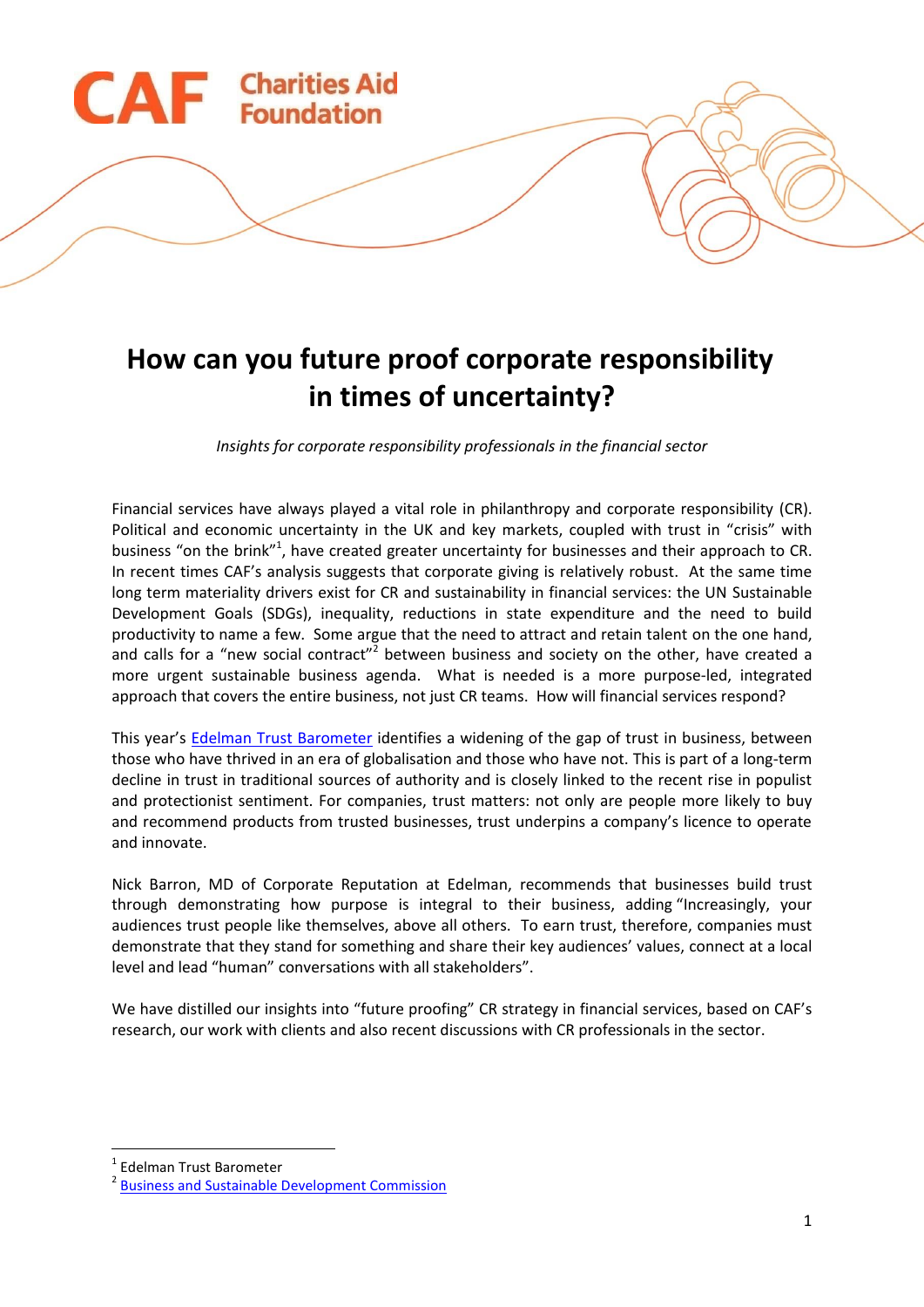Charities Aid Foundation

# How can you future proof corporate responsibility in times of uncertainty?

*Insights for corporate responsibility professionals in the financial sector*

Financial services have always played a vital role in philanthropy and corporate responsibility (CR). Political and economic uncertainty in the UK and key markets, coupled with trust in "crisis" with business "on the brink"[1], have created greater uncertainty for businesses and their approach to CR. In recent times CAF's analysis suggests that corporate giving is relatively robust. At the same time long term materiality drivers exist for CR and sustainability in financial services: the UN Sustainable Development Goals (SDGs), inequality, reductions in state expenditure and the need to build productivity to name a few. Some argue that the need to attract and retain talent on the one hand, and calls for a "new social contract"[2] between business and society on the other, have created a more urgent sustainable business agenda. What is needed is a more purpose-led, integrated approach that covers the entire business, not just CR teams. How will financial services respond?

This year's [Edelman Trust Barometer](#) identifies a widening of the gap of trust in business, between those who have thrived in an era of globalisation and those who have not. This is part of a long-term decline in trust in traditional sources of authority and is closely linked to the recent rise in populist and protectionist sentiment. For companies, trust matters: not only are people more likely to buy and recommend products from trusted businesses, trust underpins a company's licence to operate and innovate.

Nick Barron, MD of Corporate Reputation at Edelman, recommends that businesses build trust through demonstrating how purpose is integral to their business, adding "Increasingly, your audiences trust people like themselves, above all others. To earn trust, therefore, companies must demonstrate that they stand for something and share their key audiences' values, connect at a local level and lead "human" conversations with all stakeholders".

We have distilled our insights into "future proofing" CR strategy in financial services, based on CAF's research, our work with clients and also recent discussions with CR professionals in the sector.

---

[1] Edelman Trust Barometer

[2] [Business and Sustainable Development Commission](#)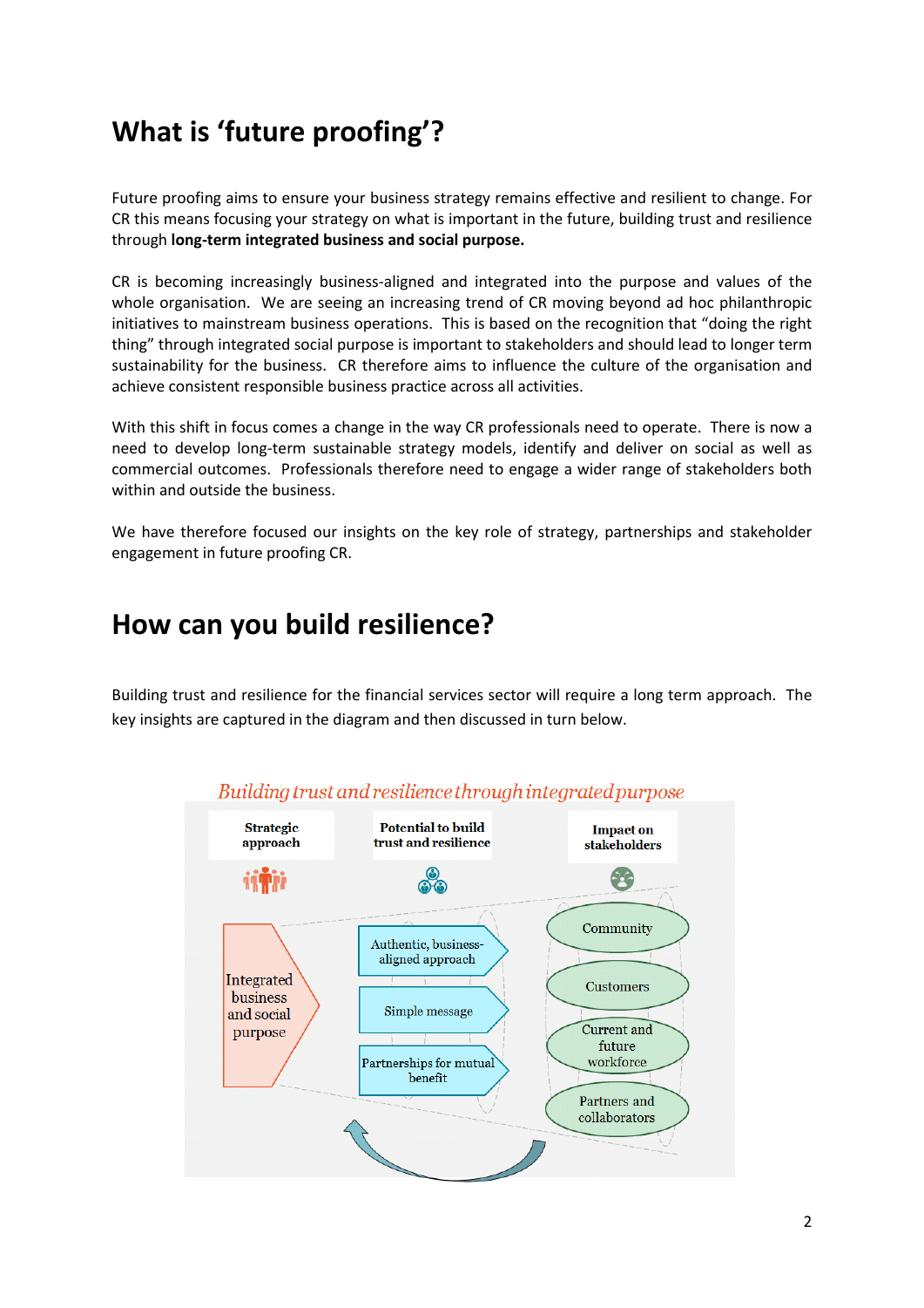## What is 'future proofing'?

Future proofing aims to ensure your business strategy remains effective and resilient to change. For CR this means focusing your strategy on what is important in the future, building trust and resilience through **long-term integrated business and social purpose.**

CR is becoming increasingly business-aligned and integrated into the purpose and values of the whole organisation. We are seeing an increasing trend of CR moving beyond ad hoc philanthropic initiatives to mainstream business operations. This is based on the recognition that "doing the right thing" through integrated social purpose is important to stakeholders and should lead to longer term sustainability for the business. CR therefore aims to influence the culture of the organisation and achieve consistent responsible business practice across all activities.

With this shift in focus comes a change in the way CR professionals need to operate. There is now a need to develop long-term sustainable strategy models, identify and deliver on social as well as commercial outcomes. Professionals therefore need to engage a wider range of stakeholders both within and outside the business.

We have therefore focused our insights on the key role of strategy, partnerships and stakeholder engagement in future proofing CR.

## How can you build resilience?

Building trust and resilience for the financial services sector will require a long term approach. The key insights are captured in the diagram and then discussed in turn below.

*Building trust and resilience through integrated purpose*

| Strategic approach | Potential to build trust and resilience | Impact on stakeholders |
| --- | --- | --- |
| Integrated business and social purpose | Authentic, business-aligned approach | Community |
| | Simple message | Customers |
| | Partnerships for mutual benefit | Current and future workforce |
| | | Partners and collaborators |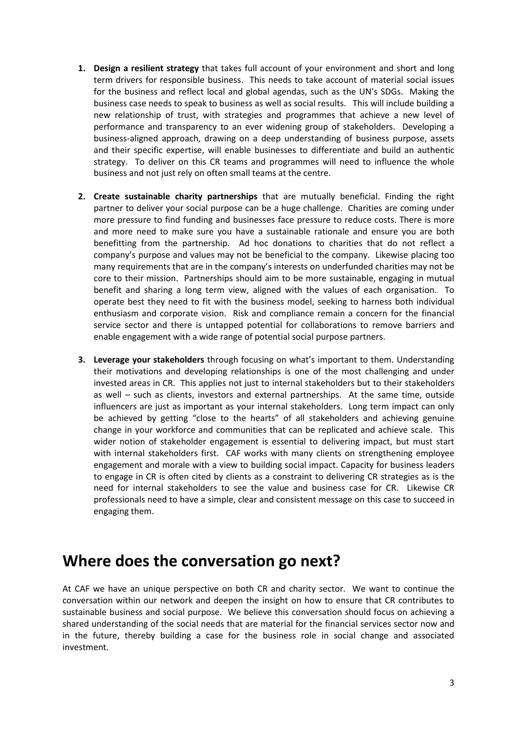1. **Design a resilient strategy** that takes full account of your environment and short and long term drivers for responsible business. This needs to take account of material social issues for the business and reflect local and global agendas, such as the UN's SDGs. Making the business case needs to speak to business as well as social results. This will include building a new relationship of trust, with strategies and programmes that achieve a new level of performance and transparency to an ever widening group of stakeholders. Developing a business-aligned approach, drawing on a deep understanding of business purpose, assets and their specific expertise, will enable businesses to differentiate and build an authentic strategy. To deliver on this CR teams and programmes will need to influence the whole business and not just rely on often small teams at the centre.

2. **Create sustainable charity partnerships** that are mutually beneficial. Finding the right partner to deliver your social purpose can be a huge challenge. Charities are coming under more pressure to find funding and businesses face pressure to reduce costs. There is more and more need to make sure you have a sustainable rationale and ensure you are both benefitting from the partnership. Ad hoc donations to charities that do not reflect a company's purpose and values may not be beneficial to the company. Likewise placing too many requirements that are in the company's interests on underfunded charities may not be core to their mission. Partnerships should aim to be more sustainable, engaging in mutual benefit and sharing a long term view, aligned with the values of each organisation. To operate best they need to fit with the business model, seeking to harness both individual enthusiasm and corporate vision. Risk and compliance remain a concern for the financial service sector and there is untapped potential for collaborations to remove barriers and enable engagement with a wide range of potential social purpose partners.

3. **Leverage your stakeholders** through focusing on what's important to them. Understanding their motivations and developing relationships is one of the most challenging and under invested areas in CR. This applies not just to internal stakeholders but to their stakeholders as well – such as clients, investors and external partnerships. At the same time, outside influencers are just as important as your internal stakeholders. Long term impact can only be achieved by getting "close to the hearts" of all stakeholders and achieving genuine change in your workforce and communities that can be replicated and achieve scale. This wider notion of stakeholder engagement is essential to delivering impact, but must start with internal stakeholders first. CAF works with many clients on strengthening employee engagement and morale with a view to building social impact. Capacity for business leaders to engage in CR is often cited by clients as a constraint to delivering CR strategies as is the need for internal stakeholders to see the value and business case for CR. Likewise CR professionals need to have a simple, clear and consistent message on this case to succeed in engaging them.

# Where does the conversation go next?

At CAF we have an unique perspective on both CR and charity sector. We want to continue the conversation within our network and deepen the insight on how to ensure that CR contributes to sustainable business and social purpose. We believe this conversation should focus on achieving a shared understanding of the social needs that are material for the financial services sector now and in the future, thereby building a case for the business role in social change and associated investment.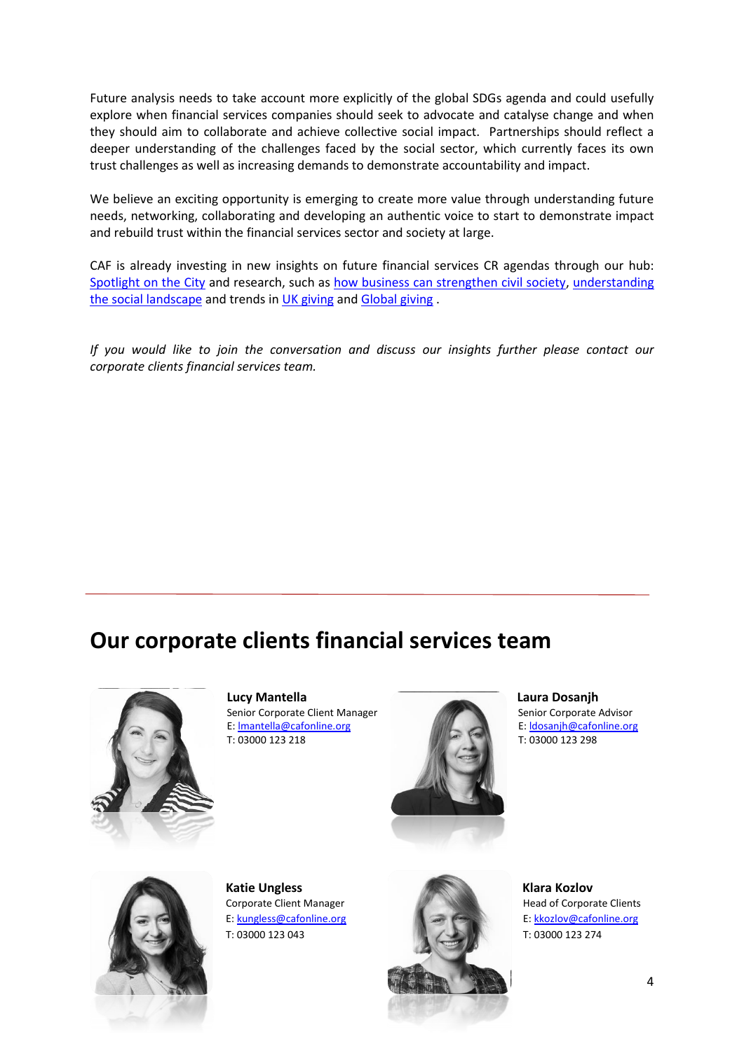Future analysis needs to take account more explicitly of the global SDGs agenda and could usefully explore when financial services companies should seek to advocate and catalyse change and when they should aim to collaborate and achieve collective social impact. Partnerships should reflect a deeper understanding of the challenges faced by the social sector, which currently faces its own trust challenges as well as increasing demands to demonstrate accountability and impact.

We believe an exciting opportunity is emerging to create more value through understanding future needs, networking, collaborating and developing an authentic voice to start to demonstrate impact and rebuild trust within the financial services sector and society at large.

CAF is already investing in new insights on future financial services CR agendas through our hub: Spotlight on the City and research, such as how business can strengthen civil society, understanding the social landscape and trends in UK giving and Global giving .

*If you would like to join the conversation and discuss our insights further please contact our corporate clients financial services team.*

## Our corporate clients financial services team

**Lucy Mantella**
Senior Corporate Client Manager
E: lmantella@cafonline.org
T: 03000 123 218

**Laura Dosanjh**
Senior Corporate Advisor
E: ldosanjh@cafonline.org
T: 03000 123 298

**Katie Ungless**
Corporate Client Manager
E: kungless@cafonline.org
T: 03000 123 043

**Klara Kozlov**
Head of Corporate Clients
E: kkozlov@cafonline.org
T: 03000 123 274